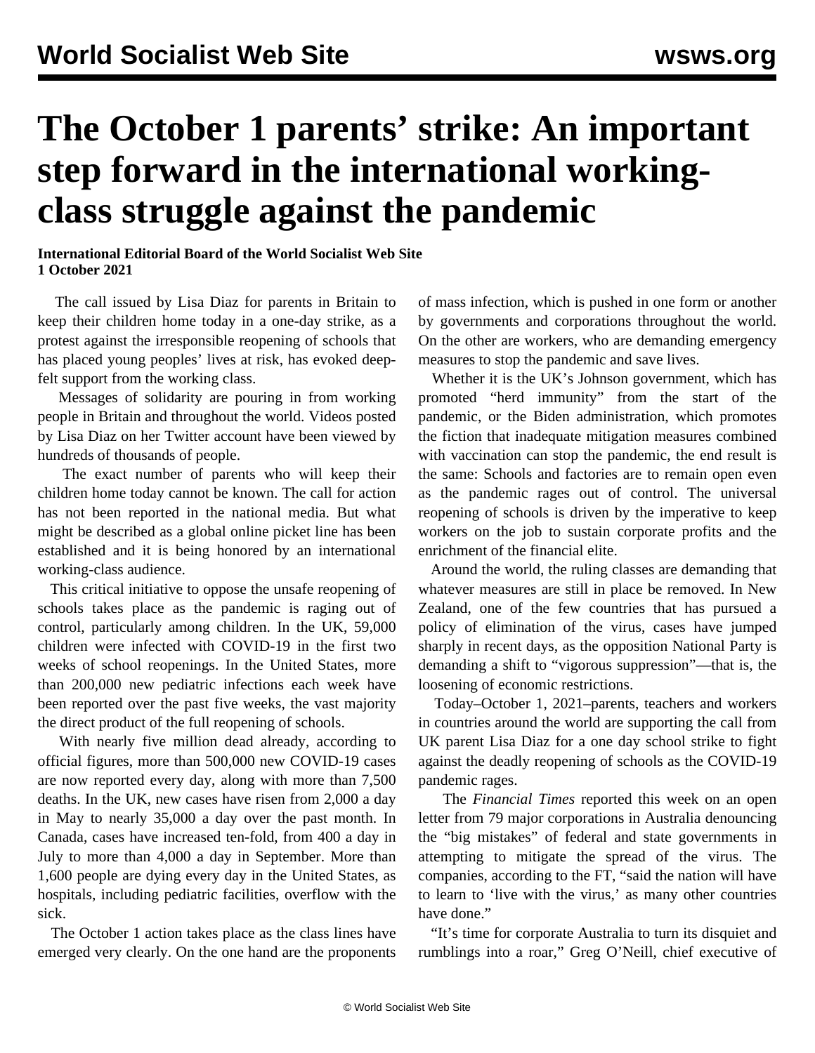# The October 1 parents' strike: An important step forward in the international working-class struggle against the pandemic

**International Editorial Board of the World Socialist Web Site**
**1 October 2021**

The call issued by Lisa Diaz for parents in Britain to keep their children home today in a one-day strike, as a protest against the irresponsible reopening of schools that has placed young peoples' lives at risk, has evoked deep-felt support from the working class.

Messages of solidarity are pouring in from working people in Britain and throughout the world. Videos posted by Lisa Diaz on her Twitter account have been viewed by hundreds of thousands of people.

The exact number of parents who will keep their children home today cannot be known. The call for action has not been reported in the national media. But what might be described as a global online picket line has been established and it is being honored by an international working-class audience.

This critical initiative to oppose the unsafe reopening of schools takes place as the pandemic is raging out of control, particularly among children. In the UK, 59,000 children were infected with COVID-19 in the first two weeks of school reopenings. In the United States, more than 200,000 new pediatric infections each week have been reported over the past five weeks, the vast majority the direct product of the full reopening of schools.

With nearly five million dead already, according to official figures, more than 500,000 new COVID-19 cases are now reported every day, along with more than 7,500 deaths. In the UK, new cases have risen from 2,000 a day in May to nearly 35,000 a day over the past month. In Canada, cases have increased ten-fold, from 400 a day in July to more than 4,000 a day in September. More than 1,600 people are dying every day in the United States, as hospitals, including pediatric facilities, overflow with the sick.

The October 1 action takes place as the class lines have emerged very clearly. On the one hand are the proponents of mass infection, which is pushed in one form or another by governments and corporations throughout the world. On the other are workers, who are demanding emergency measures to stop the pandemic and save lives.

Whether it is the UK's Johnson government, which has promoted "herd immunity" from the start of the pandemic, or the Biden administration, which promotes the fiction that inadequate mitigation measures combined with vaccination can stop the pandemic, the end result is the same: Schools and factories are to remain open even as the pandemic rages out of control. The universal reopening of schools is driven by the imperative to keep workers on the job to sustain corporate profits and the enrichment of the financial elite.

Around the world, the ruling classes are demanding that whatever measures are still in place be removed. In New Zealand, one of the few countries that has pursued a policy of elimination of the virus, cases have jumped sharply in recent days, as the opposition National Party is demanding a shift to "vigorous suppression"—that is, the loosening of economic restrictions.

Today–October 1, 2021–parents, teachers and workers in countries around the world are supporting the call from UK parent Lisa Diaz for a one day school strike to fight against the deadly reopening of schools as the COVID-19 pandemic rages.

The *Financial Times* reported this week on an open letter from 79 major corporations in Australia denouncing the "big mistakes" of federal and state governments in attempting to mitigate the spread of the virus. The companies, according to the FT, "said the nation will have to learn to 'live with the virus,' as many other countries have done."

"It's time for corporate Australia to turn its disquiet and rumblings into a roar," Greg O'Neill, chief executive of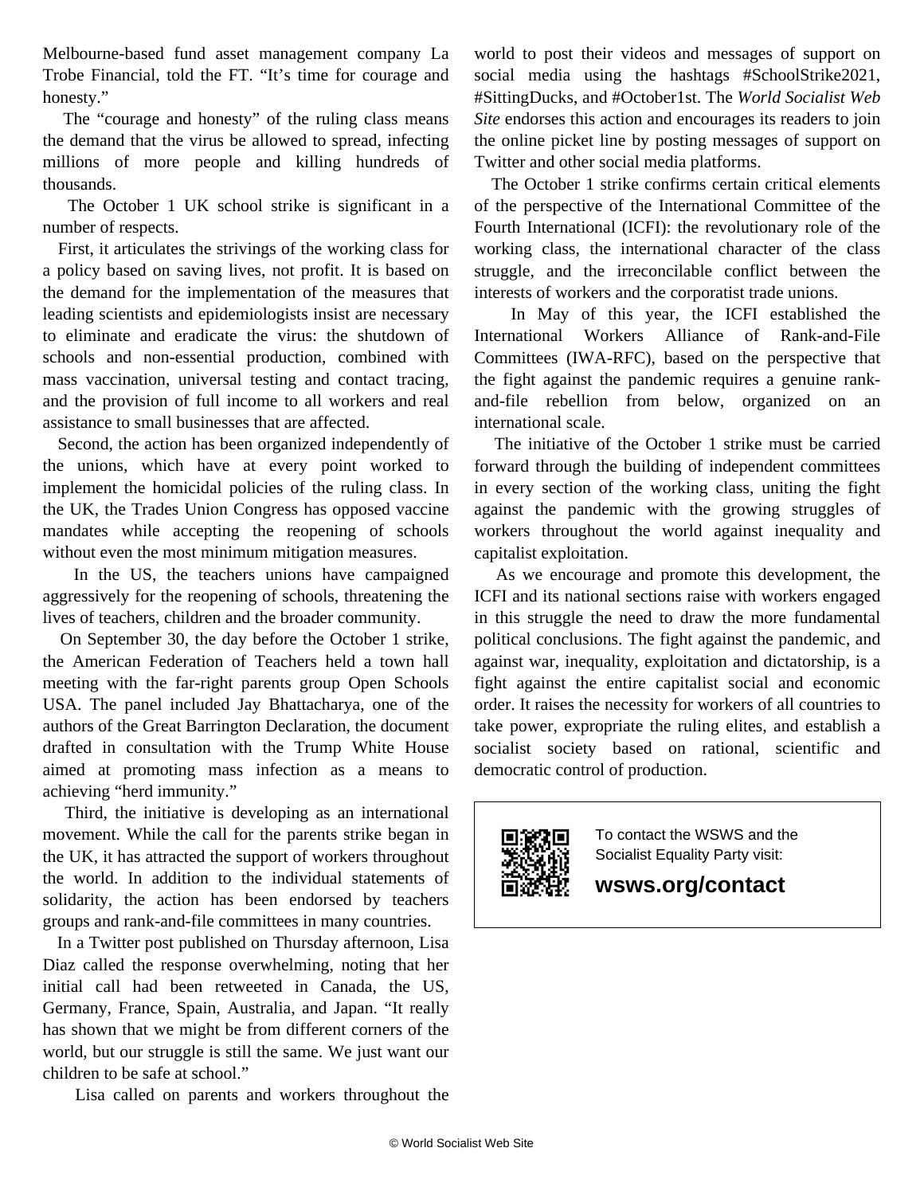Melbourne-based fund asset management company La Trobe Financial, told the FT. "It's time for courage and honesty."

The "courage and honesty" of the ruling class means the demand that the virus be allowed to spread, infecting millions of more people and killing hundreds of thousands.

The October 1 UK school strike is significant in a number of respects.

First, it articulates the strivings of the working class for a policy based on saving lives, not profit. It is based on the demand for the implementation of the measures that leading scientists and epidemiologists insist are necessary to eliminate and eradicate the virus: the shutdown of schools and non-essential production, combined with mass vaccination, universal testing and contact tracing, and the provision of full income to all workers and real assistance to small businesses that are affected.

Second, the action has been organized independently of the unions, which have at every point worked to implement the homicidal policies of the ruling class. In the UK, the Trades Union Congress has opposed vaccine mandates while accepting the reopening of schools without even the most minimum mitigation measures.

In the US, the teachers unions have campaigned aggressively for the reopening of schools, threatening the lives of teachers, children and the broader community.

On September 30, the day before the October 1 strike, the American Federation of Teachers held a town hall meeting with the far-right parents group Open Schools USA. The panel included Jay Bhattacharya, one of the authors of the Great Barrington Declaration, the document drafted in consultation with the Trump White House aimed at promoting mass infection as a means to achieving "herd immunity."

Third, the initiative is developing as an international movement. While the call for the parents strike began in the UK, it has attracted the support of workers throughout the world. In addition to the individual statements of solidarity, the action has been endorsed by teachers groups and rank-and-file committees in many countries.

In a Twitter post published on Thursday afternoon, Lisa Diaz called the response overwhelming, noting that her initial call had been retweeted in Canada, the US, Germany, France, Spain, Australia, and Japan. "It really has shown that we might be from different corners of the world, but our struggle is still the same. We just want our children to be safe at school."

Lisa called on parents and workers throughout the world to post their videos and messages of support on social media using the hashtags #SchoolStrike2021, #SittingDucks, and #October1st. The *World Socialist Web Site* endorses this action and encourages its readers to join the online picket line by posting messages of support on Twitter and other social media platforms.

The October 1 strike confirms certain critical elements of the perspective of the International Committee of the Fourth International (ICFI): the revolutionary role of the working class, the international character of the class struggle, and the irreconcilable conflict between the interests of workers and the corporatist trade unions.

In May of this year, the ICFI established the International Workers Alliance of Rank-and-File Committees (IWA-RFC), based on the perspective that the fight against the pandemic requires a genuine rank-and-file rebellion from below, organized on an international scale.

The initiative of the October 1 strike must be carried forward through the building of independent committees in every section of the working class, uniting the fight against the pandemic with the growing struggles of workers throughout the world against inequality and capitalist exploitation.

As we encourage and promote this development, the ICFI and its national sections raise with workers engaged in this struggle the need to draw the more fundamental political conclusions. The fight against the pandemic, and against war, inequality, exploitation and dictatorship, is a fight against the entire capitalist social and economic order. It raises the necessity for workers of all countries to take power, expropriate the ruling elites, and establish a socialist society based on rational, scientific and democratic control of production.

To contact the WSWS and the Socialist Equality Party visit:

**wsws.org/contact**